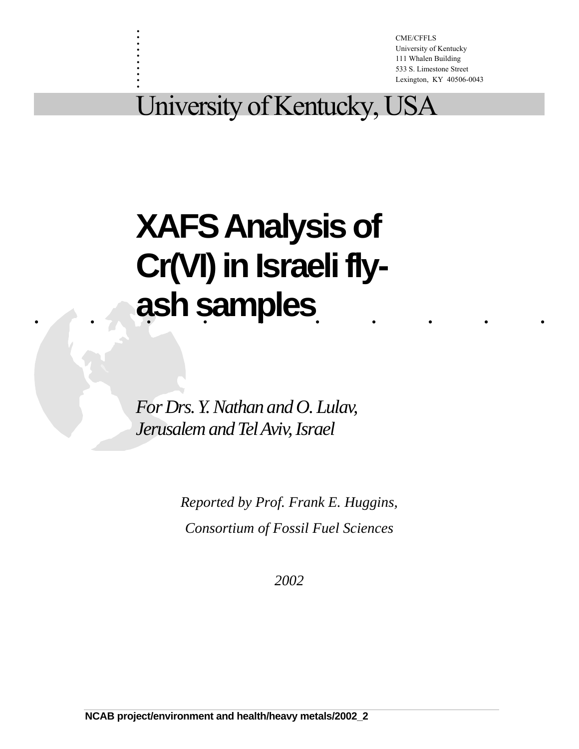CME/CFFLS
University of Kentucky
111 Whalen Building
533 S. Limestone Street
Lexington, KY 40506-0043

University of Kentucky, USA

# XAFS Analysis of Cr(VI) in Israeli fly-ash samples

*For Drs. Y. Nathan and O. Lulav,*
*Jerusalem and Tel Aviv, Israel*

*Reported by Prof. Frank E. Huggins,*

*Consortium of Fossil Fuel Sciences*

*2002*

**NCAB project/environment and health/heavy metals/2002_2**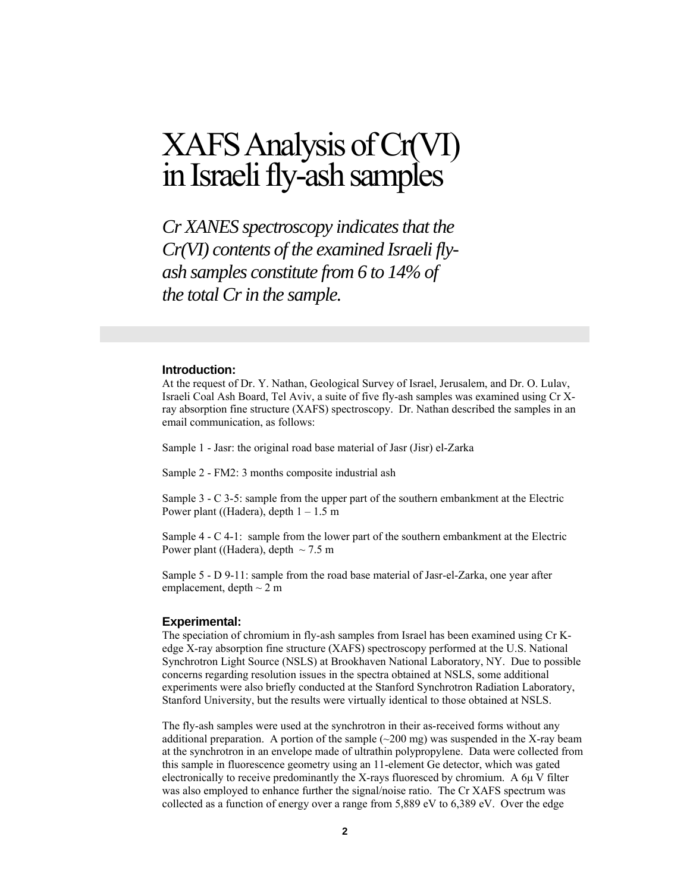# XAFS Analysis of Cr(VI) in Israeli fly-ash samples

*Cr XANES spectroscopy indicates that the Cr(VI) contents of the examined Israeli fly-ash samples constitute from 6 to 14% of the total Cr in the sample.*

### Introduction:

At the request of Dr. Y. Nathan, Geological Survey of Israel, Jerusalem, and Dr. O. Lulav, Israeli Coal Ash Board, Tel Aviv, a suite of five fly-ash samples was examined using Cr X-ray absorption fine structure (XAFS) spectroscopy. Dr. Nathan described the samples in an email communication, as follows:

Sample 1 - Jasr: the original road base material of Jasr (Jisr) el-Zarka

Sample 2 - FM2: 3 months composite industrial ash

Sample 3 - C 3-5: sample from the upper part of the southern embankment at the Electric Power plant ((Hadera), depth 1 – 1.5 m

Sample 4 - C 4-1: sample from the lower part of the southern embankment at the Electric Power plant ((Hadera), depth ~ 7.5 m

Sample 5 - D 9-11: sample from the road base material of Jasr-el-Zarka, one year after emplacement, depth ~ 2 m

### Experimental:

The speciation of chromium in fly-ash samples from Israel has been examined using Cr K-edge X-ray absorption fine structure (XAFS) spectroscopy performed at the U.S. National Synchrotron Light Source (NSLS) at Brookhaven National Laboratory, NY. Due to possible concerns regarding resolution issues in the spectra obtained at NSLS, some additional experiments were also briefly conducted at the Stanford Synchrotron Radiation Laboratory, Stanford University, but the results were virtually identical to those obtained at NSLS.

The fly-ash samples were used at the synchrotron in their as-received forms without any additional preparation. A portion of the sample (~200 mg) was suspended in the X-ray beam at the synchrotron in an envelope made of ultrathin polypropylene. Data were collected from this sample in fluorescence geometry using an 11-element Ge detector, which was gated electronically to receive predominantly the X-rays fluoresced by chromium. A 6μ V filter was also employed to enhance further the signal/noise ratio. The Cr XAFS spectrum was collected as a function of energy over a range from 5,889 eV to 6,389 eV. Over the edge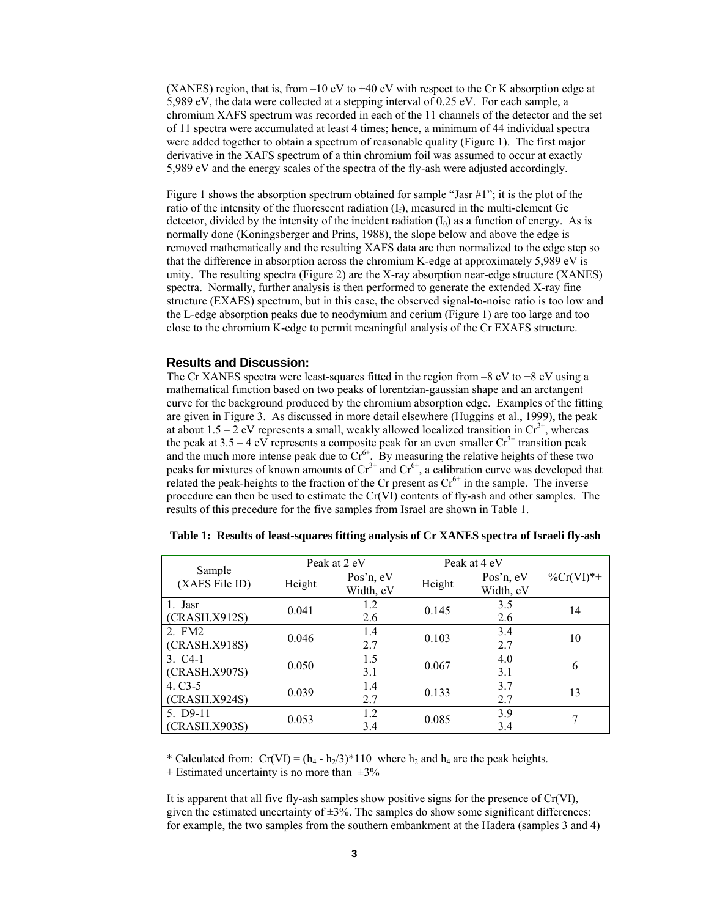(XANES) region, that is, from –10 eV to +40 eV with respect to the Cr K absorption edge at 5,989 eV, the data were collected at a stepping interval of 0.25 eV. For each sample, a chromium XAFS spectrum was recorded in each of the 11 channels of the detector and the set of 11 spectra were accumulated at least 4 times; hence, a minimum of 44 individual spectra were added together to obtain a spectrum of reasonable quality (Figure 1). The first major derivative in the XAFS spectrum of a thin chromium foil was assumed to occur at exactly 5,989 eV and the energy scales of the spectra of the fly-ash were adjusted accordingly.

Figure 1 shows the absorption spectrum obtained for sample "Jasr #1"; it is the plot of the ratio of the intensity of the fluorescent radiation ($I_f$), measured in the multi-element Ge detector, divided by the intensity of the incident radiation ($I_0$) as a function of energy. As is normally done (Koningsberger and Prins, 1988), the slope below and above the edge is removed mathematically and the resulting XAFS data are then normalized to the edge step so that the difference in absorption across the chromium K-edge at approximately 5,989 eV is unity. The resulting spectra (Figure 2) are the X-ray absorption near-edge structure (XANES) spectra. Normally, further analysis is then performed to generate the extended X-ray fine structure (EXAFS) spectrum, but in this case, the observed signal-to-noise ratio is too low and the L-edge absorption peaks due to neodymium and cerium (Figure 1) are too large and too close to the chromium K-edge to permit meaningful analysis of the Cr EXAFS structure.

## Results and Discussion:

The Cr XANES spectra were least-squares fitted in the region from –8 eV to +8 eV using a mathematical function based on two peaks of lorentzian-gaussian shape and an arctangent curve for the background produced by the chromium absorption edge. Examples of the fitting are given in Figure 3. As discussed in more detail elsewhere (Huggins et al., 1999), the peak at about 1.5 – 2 eV represents a small, weakly allowed localized transition in $Cr^{3+}$, whereas the peak at 3.5 – 4 eV represents a composite peak for an even smaller $Cr^{3+}$ transition peak and the much more intense peak due to $Cr^{6+}$. By measuring the relative heights of these two peaks for mixtures of known amounts of $Cr^{3+}$ and $Cr^{6+}$, a calibration curve was developed that related the peak-heights to the fraction of the Cr present as $Cr^{6+}$ in the sample. The inverse procedure can then be used to estimate the Cr(VI) contents of fly-ash and other samples. The results of this precedure for the five samples from Israel are shown in Table 1.

**Table 1: Results of least-squares fitting analysis of Cr XANES spectra of Israeli fly-ash**

| Sample (XAFS File ID) | Peak at 2 eV | | Peak at 4 eV | | %Cr(VI)*+ |
|---|---|---|---|---|---|
| | Height | Pos'n, eV Width, eV | Height | Pos'n, eV Width, eV | |
| 1. Jasr (CRASH.X912S) | 0.041 | 1.2 2.6 | 0.145 | 3.5 2.6 | 14 |
| 2. FM2 (CRASH.X918S) | 0.046 | 1.4 2.7 | 0.103 | 3.4 2.7 | 10 |
| 3. C4-1 (CRASH.X907S) | 0.050 | 1.5 3.1 | 0.067 | 4.0 3.1 | 6 |
| 4. C3-5 (CRASH.X924S) | 0.039 | 1.4 2.7 | 0.133 | 3.7 2.7 | 13 |
| 5. D9-11 (CRASH.X903S) | 0.053 | 1.2 3.4 | 0.085 | 3.9 3.4 | 7 |

* Calculated from: $Cr(VI) = (h_4 - h_2/3)*110$ where $h_2$ and $h_4$ are the peak heights.
+ Estimated uncertainty is no more than ±3%

It is apparent that all five fly-ash samples show positive signs for the presence of Cr(VI), given the estimated uncertainty of ±3%. The samples do show some significant differences: for example, the two samples from the southern embankment at the Hadera (samples 3 and 4)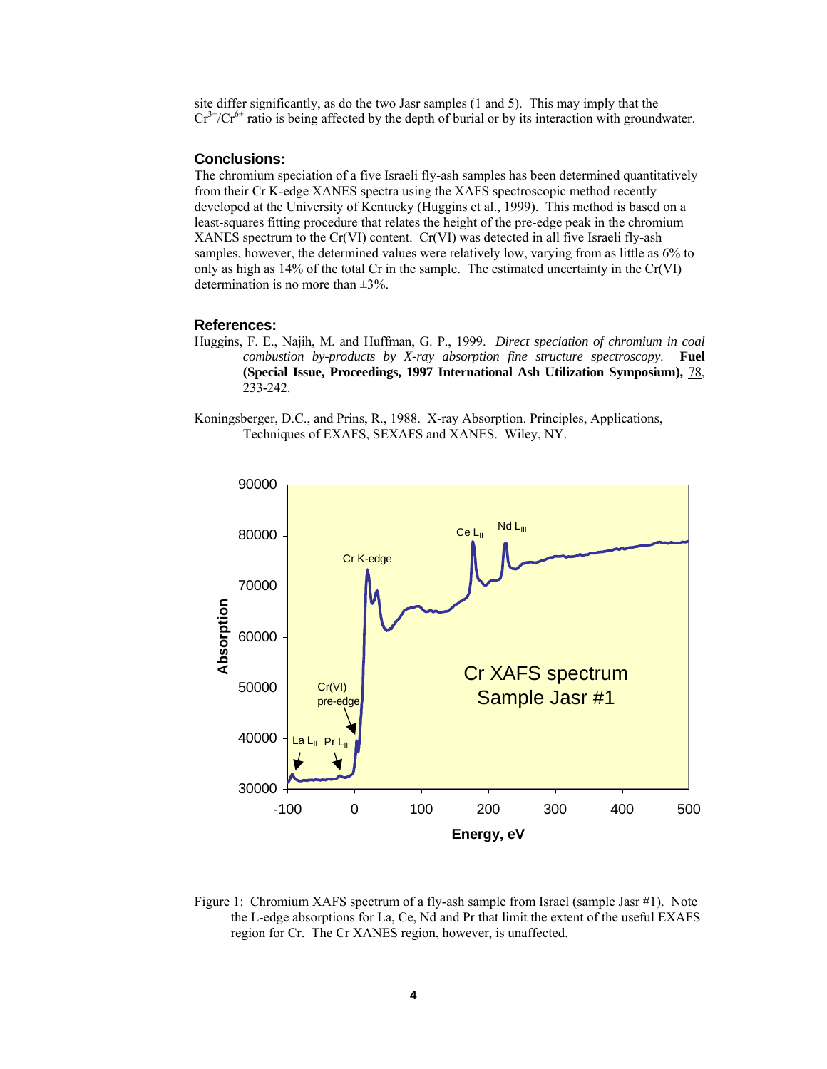site differ significantly, as do the two Jasr samples (1 and 5). This may imply that the $Cr^{3+}/Cr^{6+}$ ratio is being affected by the depth of burial or by its interaction with groundwater.

### Conclusions:

The chromium speciation of a five Israeli fly-ash samples has been determined quantitatively from their Cr K-edge XANES spectra using the XAFS spectroscopic method recently developed at the University of Kentucky (Huggins et al., 1999). This method is based on a least-squares fitting procedure that relates the height of the pre-edge peak in the chromium XANES spectrum to the Cr(VI) content. Cr(VI) was detected in all five Israeli fly-ash samples, however, the determined values were relatively low, varying from as little as 6% to only as high as 14% of the total Cr in the sample. The estimated uncertainty in the Cr(VI) determination is no more than ±3%.

### References:

Huggins, F. E., Najih, M. and Huffman, G. P., 1999. *Direct speciation of chromium in coal combustion by-products by X-ray absorption fine structure spectroscopy.* **Fuel (Special Issue, Proceedings, 1997 International Ash Utilization Symposium),** 78, 233-242.

Koningsberger, D.C., and Prins, R., 1988. X-ray Absorption. Principles, Applications, Techniques of EXAFS, SEXAFS and XANES. Wiley, NY.

Figure 1: Chromium XAFS spectrum of a fly-ash sample from Israel (sample Jasr #1). Note the L-edge absorptions for La, Ce, Nd and Pr that limit the extent of the useful EXAFS region for Cr. The Cr XANES region, however, is unaffected.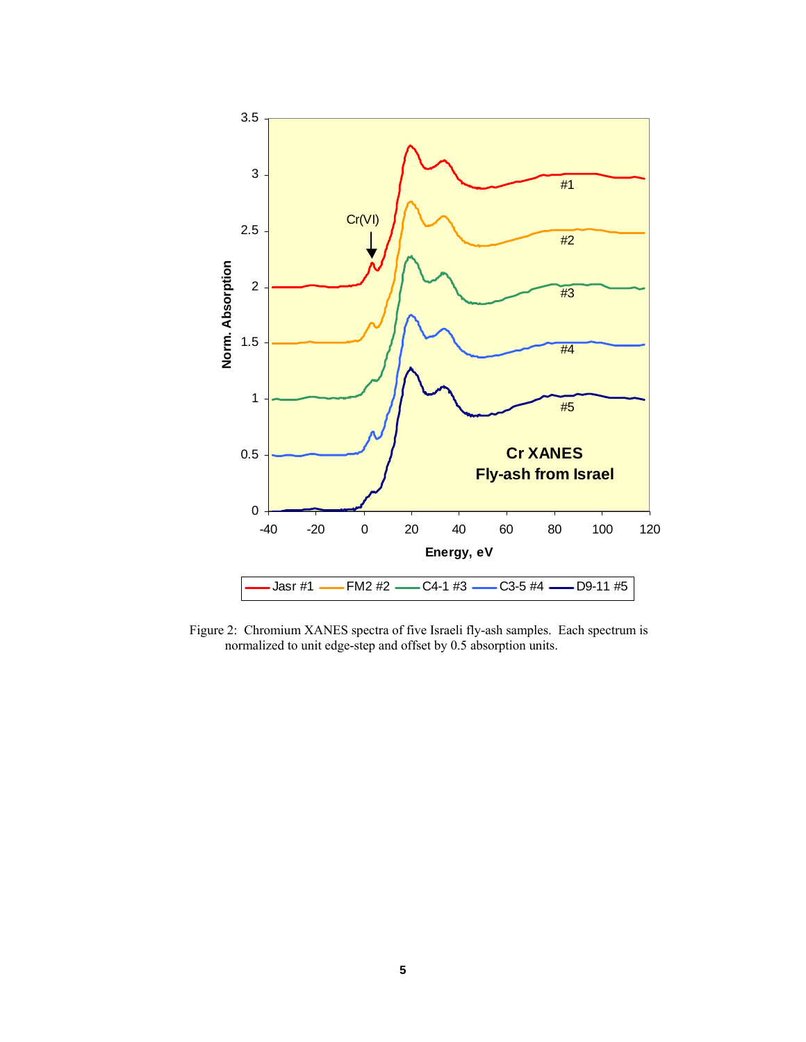Figure 2: Chromium XANES spectra of five Israeli fly-ash samples. Each spectrum is normalized to unit edge-step and offset by 0.5 absorption units.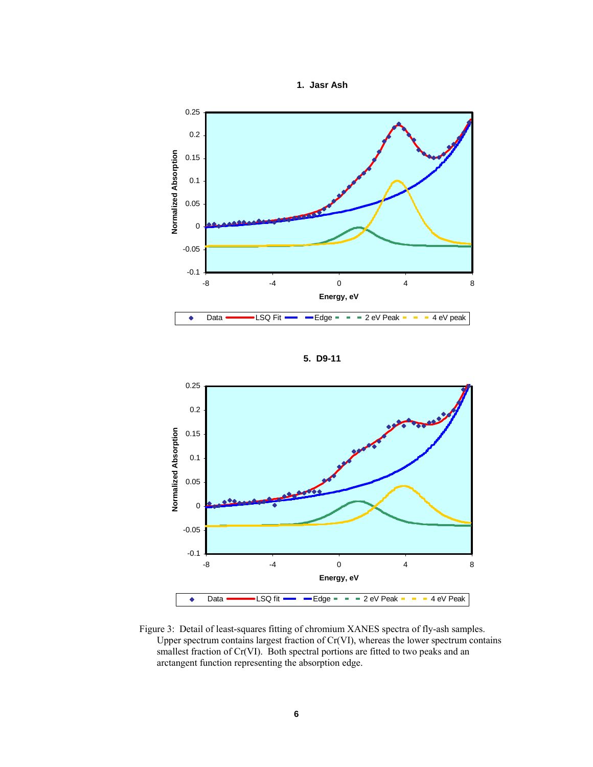1. Jasr Ash

0.25
0.2
0.15
0.1
0.05
0
-0.05
-0.1

Normalized Absorption

-8 -4 0 4 8

Energy, eV

Data LSQ Fit Edge 2 eV Peak 4 eV peak

5. D9-11

0.25
0.2
0.15
0.1
0.05
0
-0.05
-0.1

Normalized Absorption

-8 -4 0 4 8

Energy, eV

Data LSQ fit Edge 2 eV Peak 4 eV Peak

Figure 3: Detail of least-squares fitting of chromium XANES spectra of fly-ash samples. Upper spectrum contains largest fraction of Cr(VI), whereas the lower spectrum contains smallest fraction of Cr(VI). Both spectral portions are fitted to two peaks and an arctangent function representing the absorption edge.